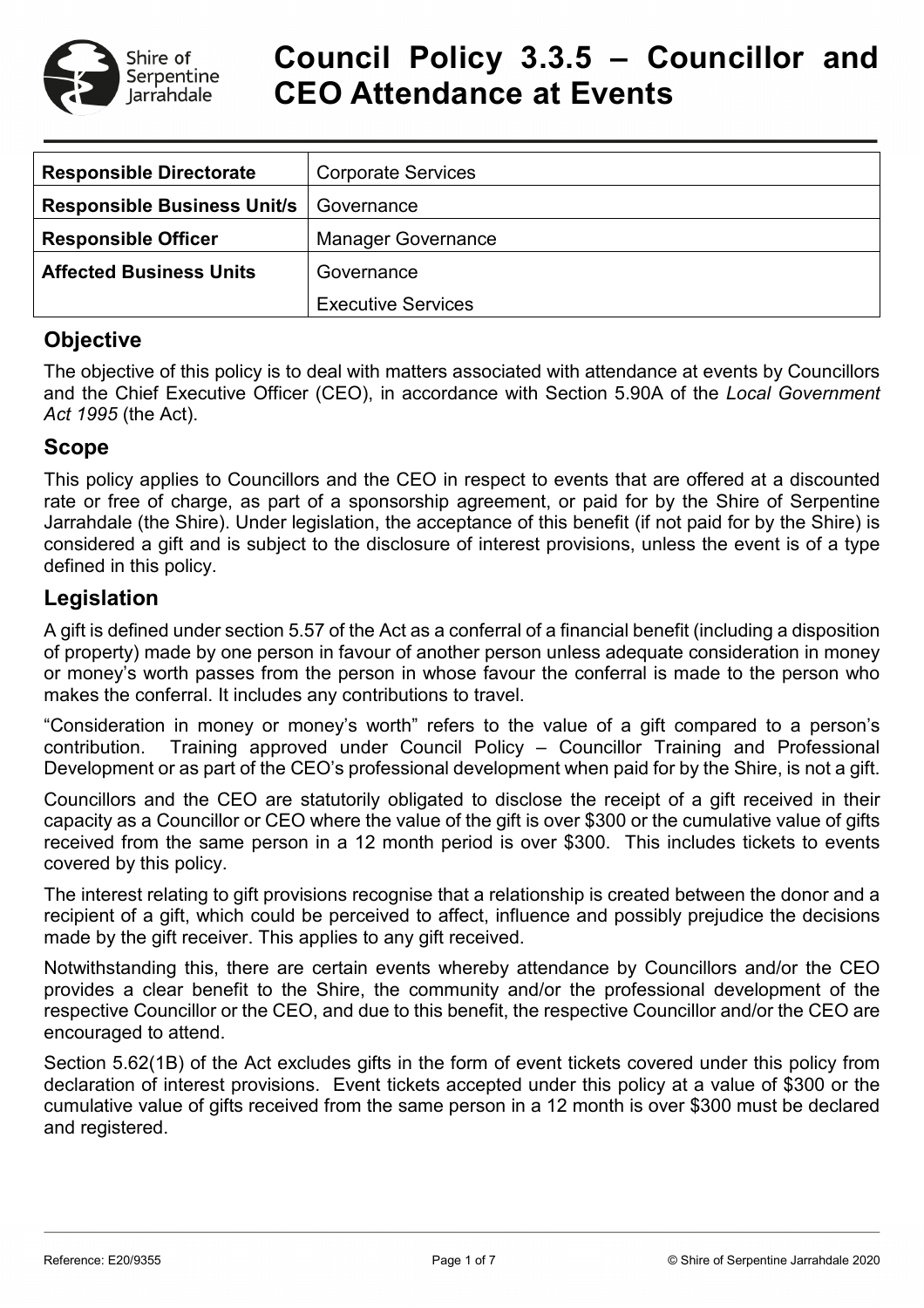# Council Policy 3.3.5 – Councillor and CEO Attendance at Events

| Responsible Directorate | Corporate Services |
|---|---|
| **Responsible Business Unit/s** | Governance |
| **Responsible Officer** | Manager Governance |
| **Affected Business Units** | Governance |
| | Executive Services |

## Objective

The objective of this policy is to deal with matters associated with attendance at events by Councillors and the Chief Executive Officer (CEO), in accordance with Section 5.90A of the *Local Government Act 1995* (the Act).

## Scope

This policy applies to Councillors and the CEO in respect to events that are offered at a discounted rate or free of charge, as part of a sponsorship agreement, or paid for by the Shire of Serpentine Jarrahdale (the Shire). Under legislation, the acceptance of this benefit (if not paid for by the Shire) is considered a gift and is subject to the disclosure of interest provisions, unless the event is of a type defined in this policy.

## Legislation

A gift is defined under section 5.57 of the Act as a conferral of a financial benefit (including a disposition of property) made by one person in favour of another person unless adequate consideration in money or money's worth passes from the person in whose favour the conferral is made to the person who makes the conferral. It includes any contributions to travel.

"Consideration in money or money's worth" refers to the value of a gift compared to a person's contribution. Training approved under Council Policy – Councillor Training and Professional Development or as part of the CEO's professional development when paid for by the Shire, is not a gift.

Councillors and the CEO are statutorily obligated to disclose the receipt of a gift received in their capacity as a Councillor or CEO where the value of the gift is over $300 or the cumulative value of gifts received from the same person in a 12 month period is over $300. This includes tickets to events covered by this policy.

The interest relating to gift provisions recognise that a relationship is created between the donor and a recipient of a gift, which could be perceived to affect, influence and possibly prejudice the decisions made by the gift receiver. This applies to any gift received.

Notwithstanding this, there are certain events whereby attendance by Councillors and/or the CEO provides a clear benefit to the Shire, the community and/or the professional development of the respective Councillor or the CEO, and due to this benefit, the respective Councillor and/or the CEO are encouraged to attend.

Section 5.62(1B) of the Act excludes gifts in the form of event tickets covered under this policy from declaration of interest provisions. Event tickets accepted under this policy at a value of $300 or the cumulative value of gifts received from the same person in a 12 month is over $300 must be declared and registered.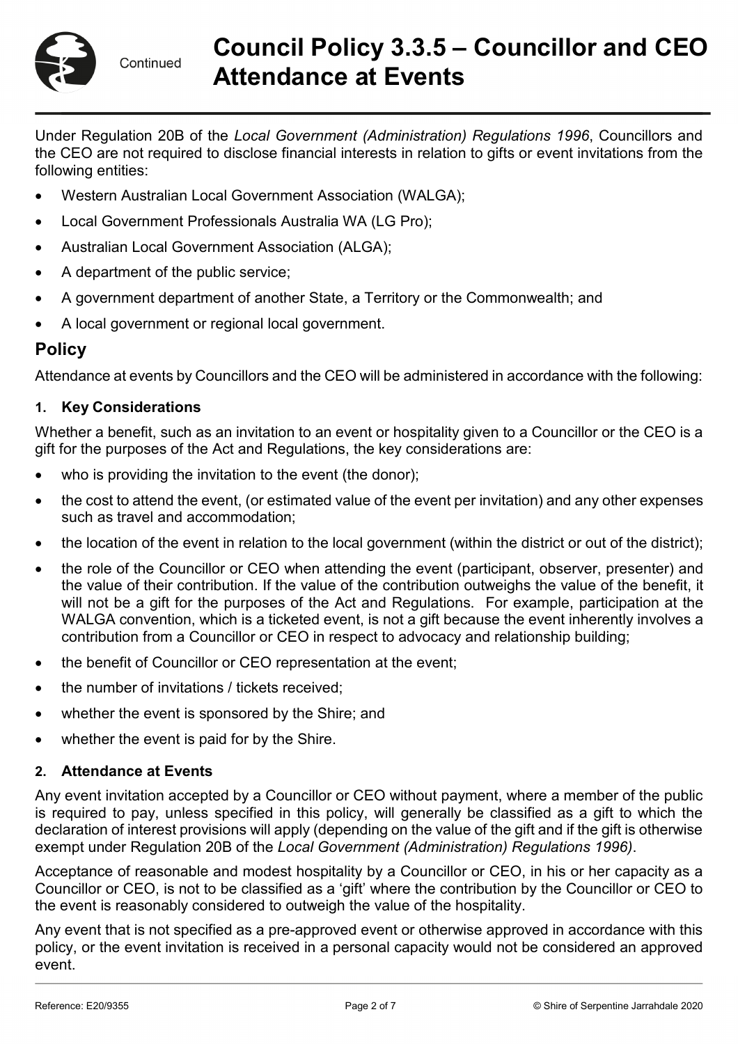Under Regulation 20B of the *Local Government (Administration) Regulations 1996*, Councillors and the CEO are not required to disclose financial interests in relation to gifts or event invitations from the following entities:

- Western Australian Local Government Association (WALGA);
- Local Government Professionals Australia WA (LG Pro);
- Australian Local Government Association (ALGA);
- A department of the public service;
- A government department of another State, a Territory or the Commonwealth; and
- A local government or regional local government.

## Policy

Attendance at events by Councillors and the CEO will be administered in accordance with the following:

### 1. Key Considerations

Whether a benefit, such as an invitation to an event or hospitality given to a Councillor or the CEO is a gift for the purposes of the Act and Regulations, the key considerations are:

- who is providing the invitation to the event (the donor);
- the cost to attend the event, (or estimated value of the event per invitation) and any other expenses such as travel and accommodation;
- the location of the event in relation to the local government (within the district or out of the district);
- the role of the Councillor or CEO when attending the event (participant, observer, presenter) and the value of their contribution. If the value of the contribution outweighs the value of the benefit, it will not be a gift for the purposes of the Act and Regulations. For example, participation at the WALGA convention, which is a ticketed event, is not a gift because the event inherently involves a contribution from a Councillor or CEO in respect to advocacy and relationship building;
- the benefit of Councillor or CEO representation at the event;
- the number of invitations / tickets received;
- whether the event is sponsored by the Shire; and
- whether the event is paid for by the Shire.

### 2. Attendance at Events

Any event invitation accepted by a Councillor or CEO without payment, where a member of the public is required to pay, unless specified in this policy, will generally be classified as a gift to which the declaration of interest provisions will apply (depending on the value of the gift and if the gift is otherwise exempt under Regulation 20B of the *Local Government (Administration) Regulations 1996)*.

Acceptance of reasonable and modest hospitality by a Councillor or CEO, in his or her capacity as a Councillor or CEO, is not to be classified as a 'gift' where the contribution by the Councillor or CEO to the event is reasonably considered to outweigh the value of the hospitality.

Any event that is not specified as a pre-approved event or otherwise approved in accordance with this policy, or the event invitation is received in a personal capacity would not be considered an approved event.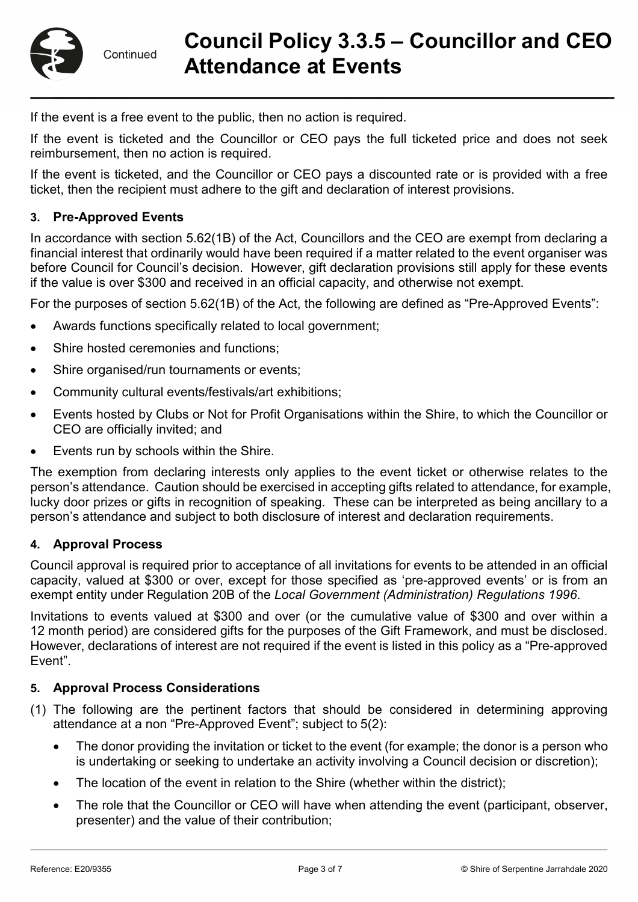If the event is a free event to the public, then no action is required.

If the event is ticketed and the Councillor or CEO pays the full ticketed price and does not seek reimbursement, then no action is required.

If the event is ticketed, and the Councillor or CEO pays a discounted rate or is provided with a free ticket, then the recipient must adhere to the gift and declaration of interest provisions.

### 3. Pre-Approved Events

In accordance with section 5.62(1B) of the Act, Councillors and the CEO are exempt from declaring a financial interest that ordinarily would have been required if a matter related to the event organiser was before Council for Council's decision. However, gift declaration provisions still apply for these events if the value is over $300 and received in an official capacity, and otherwise not exempt.

For the purposes of section 5.62(1B) of the Act, the following are defined as "Pre-Approved Events":

- Awards functions specifically related to local government;
- Shire hosted ceremonies and functions;
- Shire organised/run tournaments or events;
- Community cultural events/festivals/art exhibitions;
- Events hosted by Clubs or Not for Profit Organisations within the Shire, to which the Councillor or CEO are officially invited; and
- Events run by schools within the Shire.

The exemption from declaring interests only applies to the event ticket or otherwise relates to the person's attendance. Caution should be exercised in accepting gifts related to attendance, for example, lucky door prizes or gifts in recognition of speaking. These can be interpreted as being ancillary to a person's attendance and subject to both disclosure of interest and declaration requirements.

### 4. Approval Process

Council approval is required prior to acceptance of all invitations for events to be attended in an official capacity, valued at $300 or over, except for those specified as 'pre-approved events' or is from an exempt entity under Regulation 20B of the *Local Government (Administration) Regulations 1996*.

Invitations to events valued at $300 and over (or the cumulative value of $300 and over within a 12 month period) are considered gifts for the purposes of the Gift Framework, and must be disclosed. However, declarations of interest are not required if the event is listed in this policy as a "Pre-approved Event".

### 5. Approval Process Considerations

(1) The following are the pertinent factors that should be considered in determining approving attendance at a non "Pre-Approved Event"; subject to 5(2):

- The donor providing the invitation or ticket to the event (for example; the donor is a person who is undertaking or seeking to undertake an activity involving a Council decision or discretion);
- The location of the event in relation to the Shire (whether within the district);
- The role that the Councillor or CEO will have when attending the event (participant, observer, presenter) and the value of their contribution;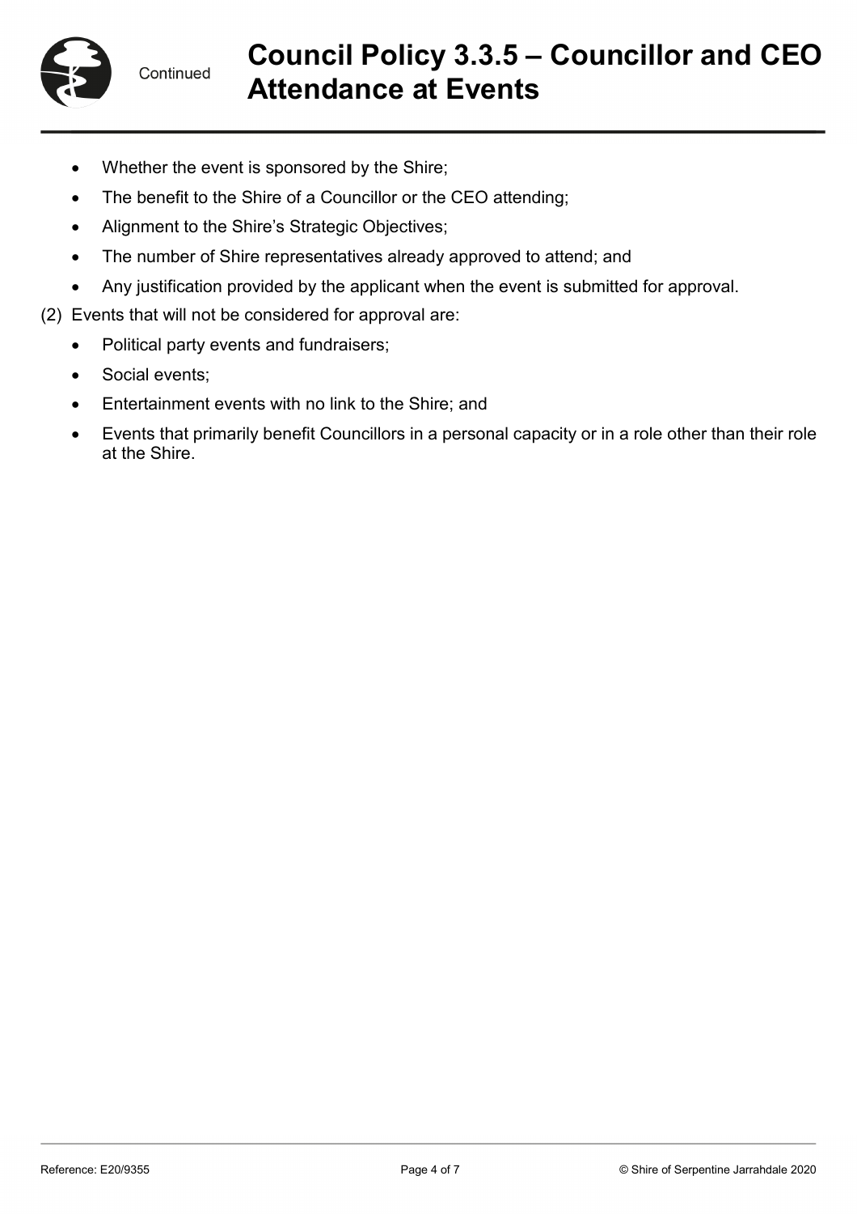- Whether the event is sponsored by the Shire;
- The benefit to the Shire of a Councillor or the CEO attending;
- Alignment to the Shire's Strategic Objectives;
- The number of Shire representatives already approved to attend; and
- Any justification provided by the applicant when the event is submitted for approval.

(2) Events that will not be considered for approval are:

- Political party events and fundraisers;
- Social events;
- Entertainment events with no link to the Shire; and
- Events that primarily benefit Councillors in a personal capacity or in a role other than their role at the Shire.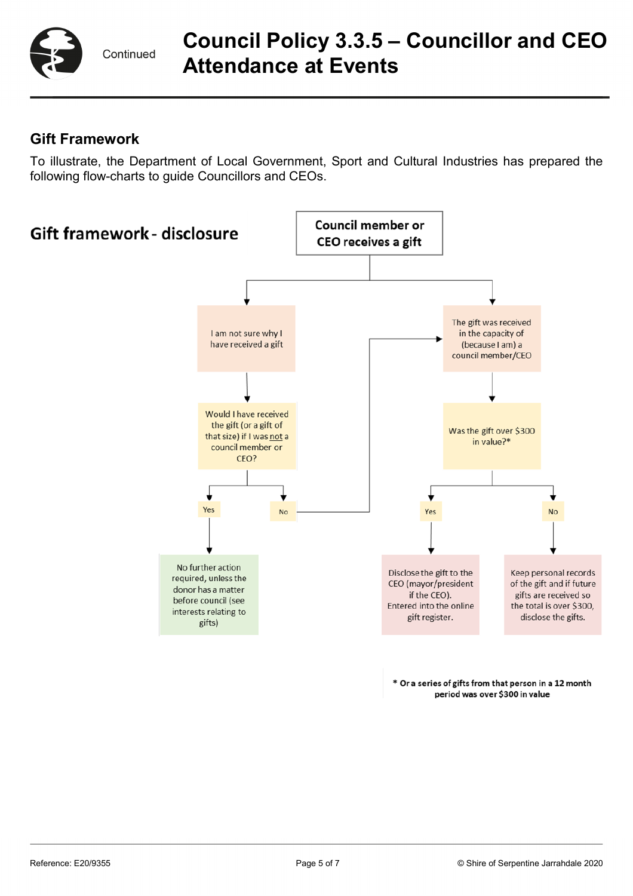## Gift Framework

To illustrate, the Department of Local Government, Sport and Cultural Industries has prepared the following flow-charts to guide Councillors and CEOs.

### Gift framework - disclosure

**Council member or CEO receives a gift**

- I am not sure why I have received a gift
  - Would I have received the gift (or a gift of that size) if I was not a council member or CEO?
    - Yes → No further action required, unless the donor has a matter before council (see interests relating to gifts)
    - No → The gift was received in the capacity of (because I am) a council member/CEO
- The gift was received in the capacity of (because I am) a council member/CEO
  - Was the gift over $300 in value?*
    - Yes → Disclose the gift to the CEO (mayor/president if the CEO). Entered into the online gift register.
    - No → Keep personal records of the gift and if future gifts are received so the total is over $300, disclose the gifts.

**\* Or a series of gifts from that person in a 12 month period was over $300 in value**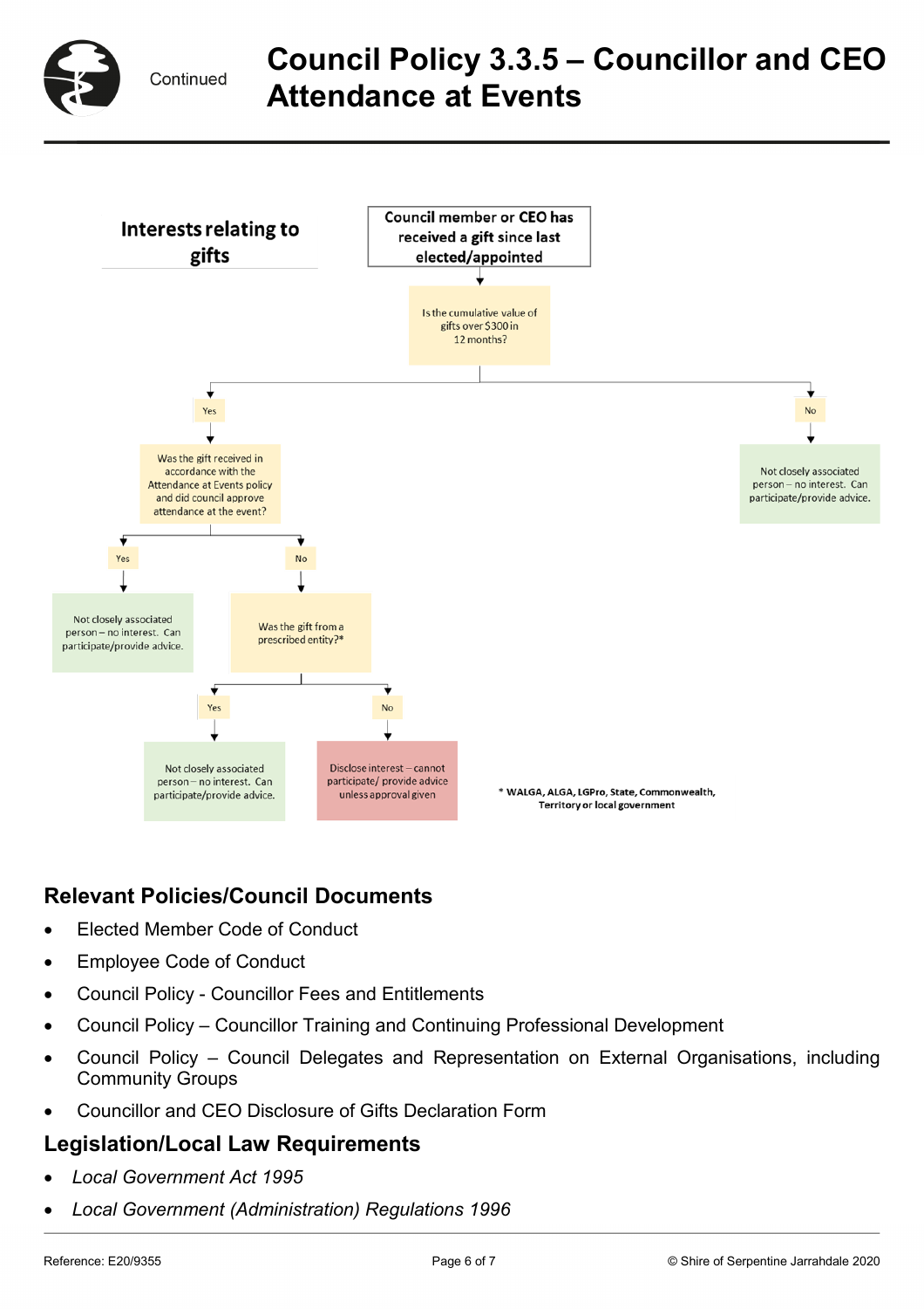## Interests relating to gifts

**Council member or CEO has received a gift since last elected/appointed**

Is the cumulative value of gifts over $300 in 12 months?

- **No** → Not closely associated person – no interest. Can participate/provide advice.
- **Yes** → Was the gift received in accordance with the Attendance at Events policy and did council approve attendance at the event?
  - **Yes** → Not closely associated person – no interest. Can participate/provide advice.
  - **No** → Was the gift from a prescribed entity?*
    - **Yes** → Not closely associated person – no interest. Can participate/provide advice.
    - **No** → Disclose interest – cannot participate/ provide advice unless approval given

\* **WALGA, ALGA, LGPro, State, Commonwealth, Territory or local government**

## Relevant Policies/Council Documents

- Elected Member Code of Conduct
- Employee Code of Conduct
- Council Policy - Councillor Fees and Entitlements
- Council Policy – Councillor Training and Continuing Professional Development
- Council Policy – Council Delegates and Representation on External Organisations, including Community Groups
- Councillor and CEO Disclosure of Gifts Declaration Form

## Legislation/Local Law Requirements

- *Local Government Act 1995*
- *Local Government (Administration) Regulations 1996*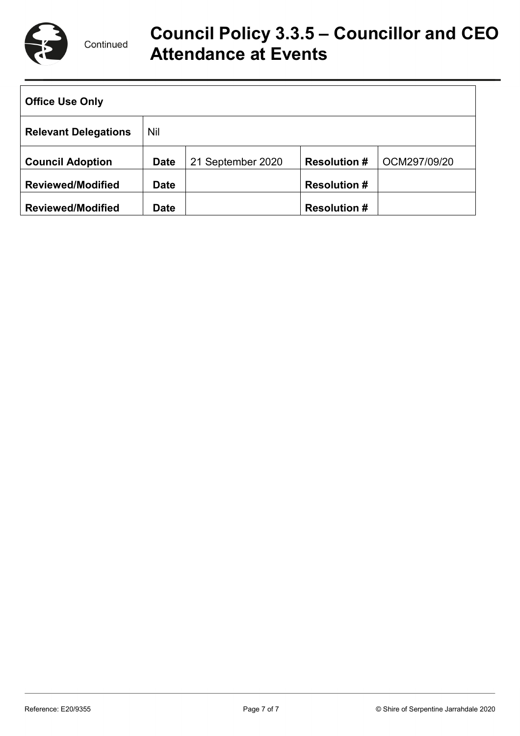| Office Use Only | | | | |
|---|---|---|---|---|
| **Relevant Delegations** | Nil | | | |
| **Council Adoption** | **Date** | 21 September 2020 | **Resolution #** | OCM297/09/20 |
| **Reviewed/Modified** | **Date** | | **Resolution #** | |
| **Reviewed/Modified** | **Date** | | **Resolution #** | |